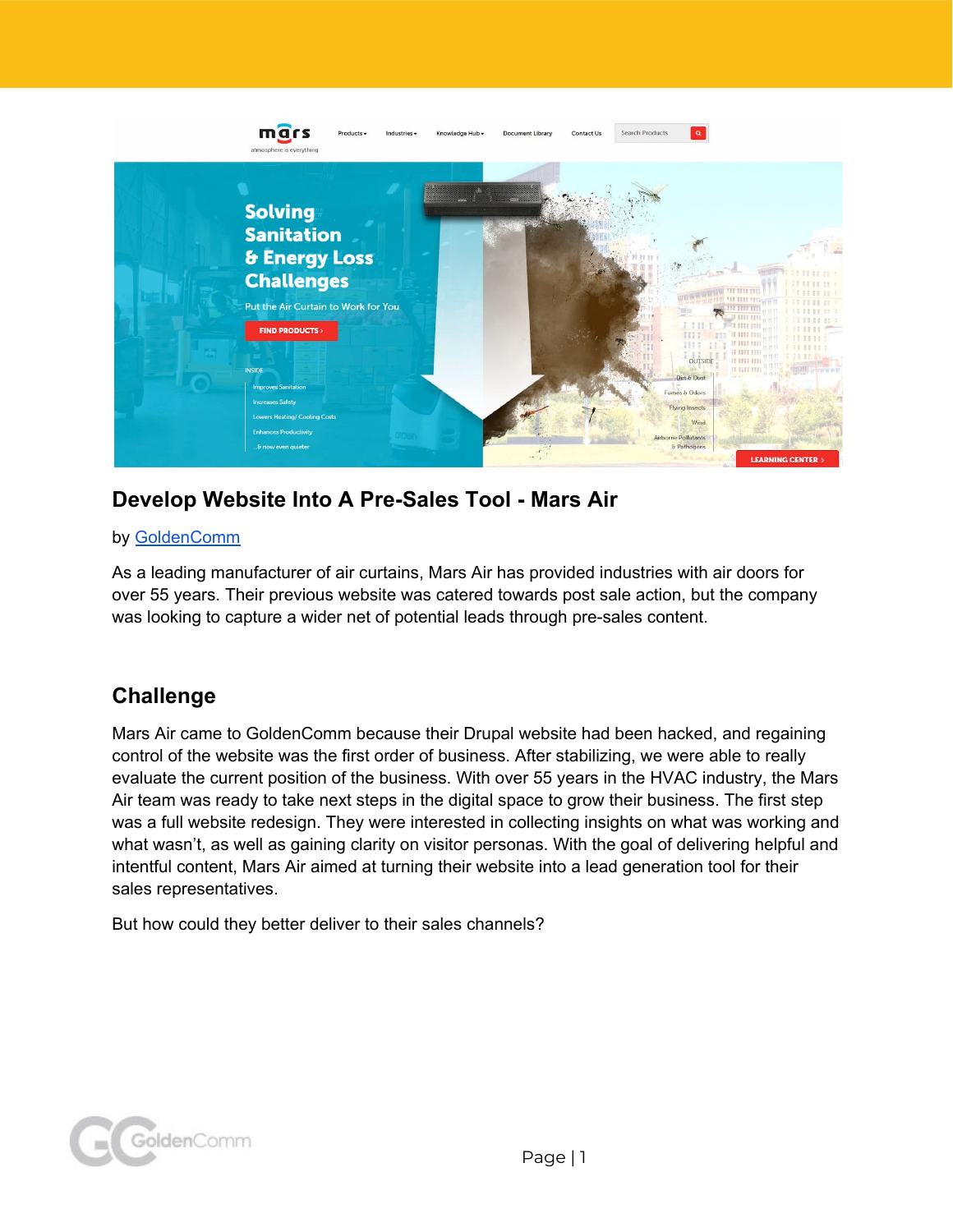## Develop Website Into A Pre-Sales Tool - Mars Air

by GoldenComm

As a leading manufacturer of air curtains, Mars Air has provided industries with air doors for over 55 years. Their previous website was catered towards post sale action, but the company was looking to capture a wider net of potential leads through pre-sales content.

## Challenge

Mars Air came to GoldenComm because their Drupal website had been hacked, and regaining control of the website was the first order of business. After stabilizing, we were able to really evaluate the current position of the business. With over 55 years in the HVAC industry, the Mars Air team was ready to take next steps in the digital space to grow their business. The first step was a full website redesign. They were interested in collecting insights on what was working and what wasn't, as well as gaining clarity on visitor personas. With the goal of delivering helpful and intentful content, Mars Air aimed at turning their website into a lead generation tool for their sales representatives.

But how could they better deliver to their sales channels?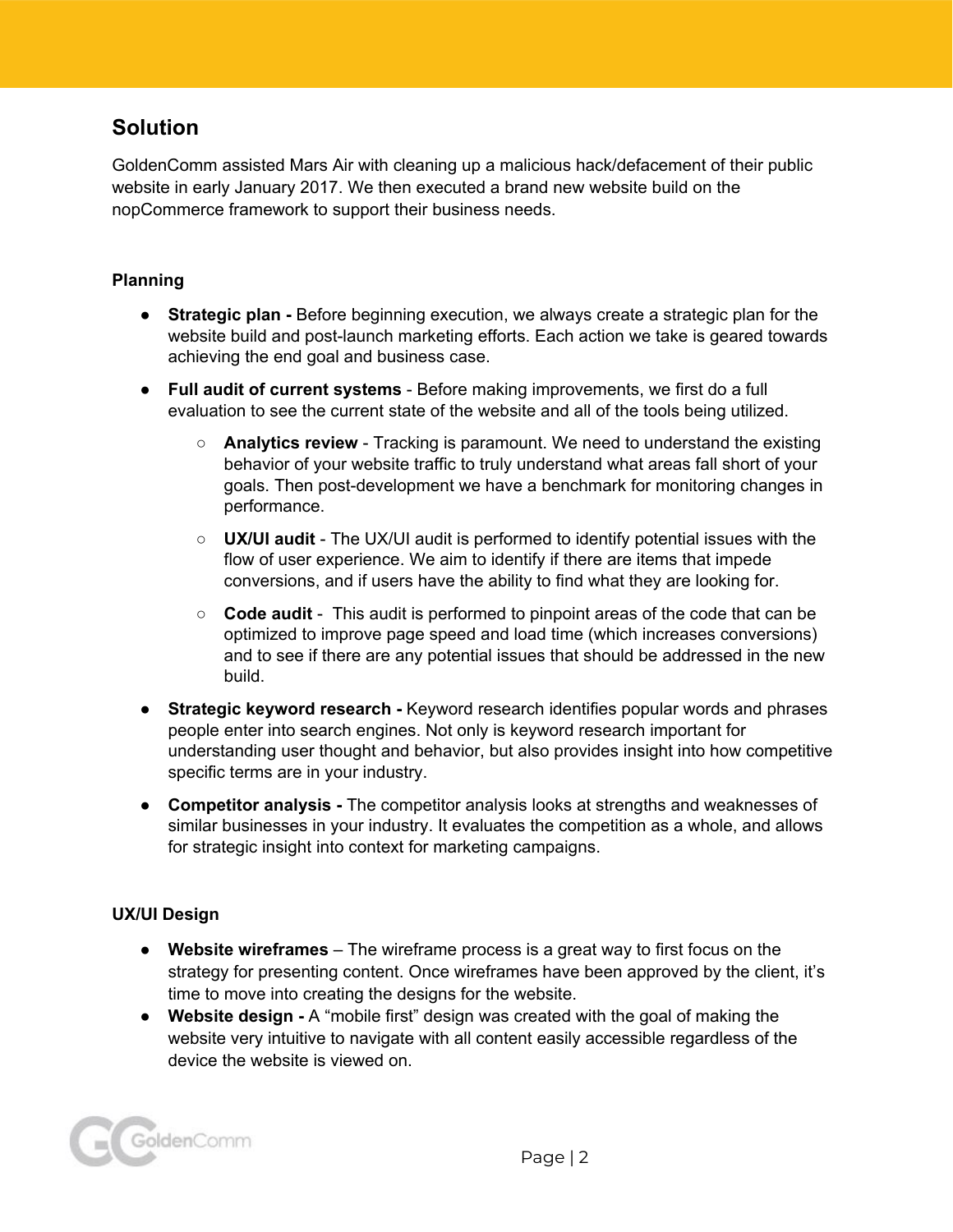## Solution

GoldenComm assisted Mars Air with cleaning up a malicious hack/defacement of their public website in early January 2017. We then executed a brand new website build on the nopCommerce framework to support their business needs.

### Planning

- **Strategic plan -** Before beginning execution, we always create a strategic plan for the website build and post-launch marketing efforts. Each action we take is geared towards achieving the end goal and business case.
- **Full audit of current systems** - Before making improvements, we first do a full evaluation to see the current state of the website and all of the tools being utilized.
  - **Analytics review** - Tracking is paramount. We need to understand the existing behavior of your website traffic to truly understand what areas fall short of your goals. Then post-development we have a benchmark for monitoring changes in performance.
  - **UX/UI audit** - The UX/UI audit is performed to identify potential issues with the flow of user experience. We aim to identify if there are items that impede conversions, and if users have the ability to find what they are looking for.
  - **Code audit** - This audit is performed to pinpoint areas of the code that can be optimized to improve page speed and load time (which increases conversions) and to see if there are any potential issues that should be addressed in the new build.
- **Strategic keyword research -** Keyword research identifies popular words and phrases people enter into search engines. Not only is keyword research important for understanding user thought and behavior, but also provides insight into how competitive specific terms are in your industry.
- **Competitor analysis -** The competitor analysis looks at strengths and weaknesses of similar businesses in your industry. It evaluates the competition as a whole, and allows for strategic insight into context for marketing campaigns.

### UX/UI Design

- **Website wireframes** – The wireframe process is a great way to first focus on the strategy for presenting content. Once wireframes have been approved by the client, it's time to move into creating the designs for the website.
- **Website design -** A "mobile first" design was created with the goal of making the website very intuitive to navigate with all content easily accessible regardless of the device the website is viewed on.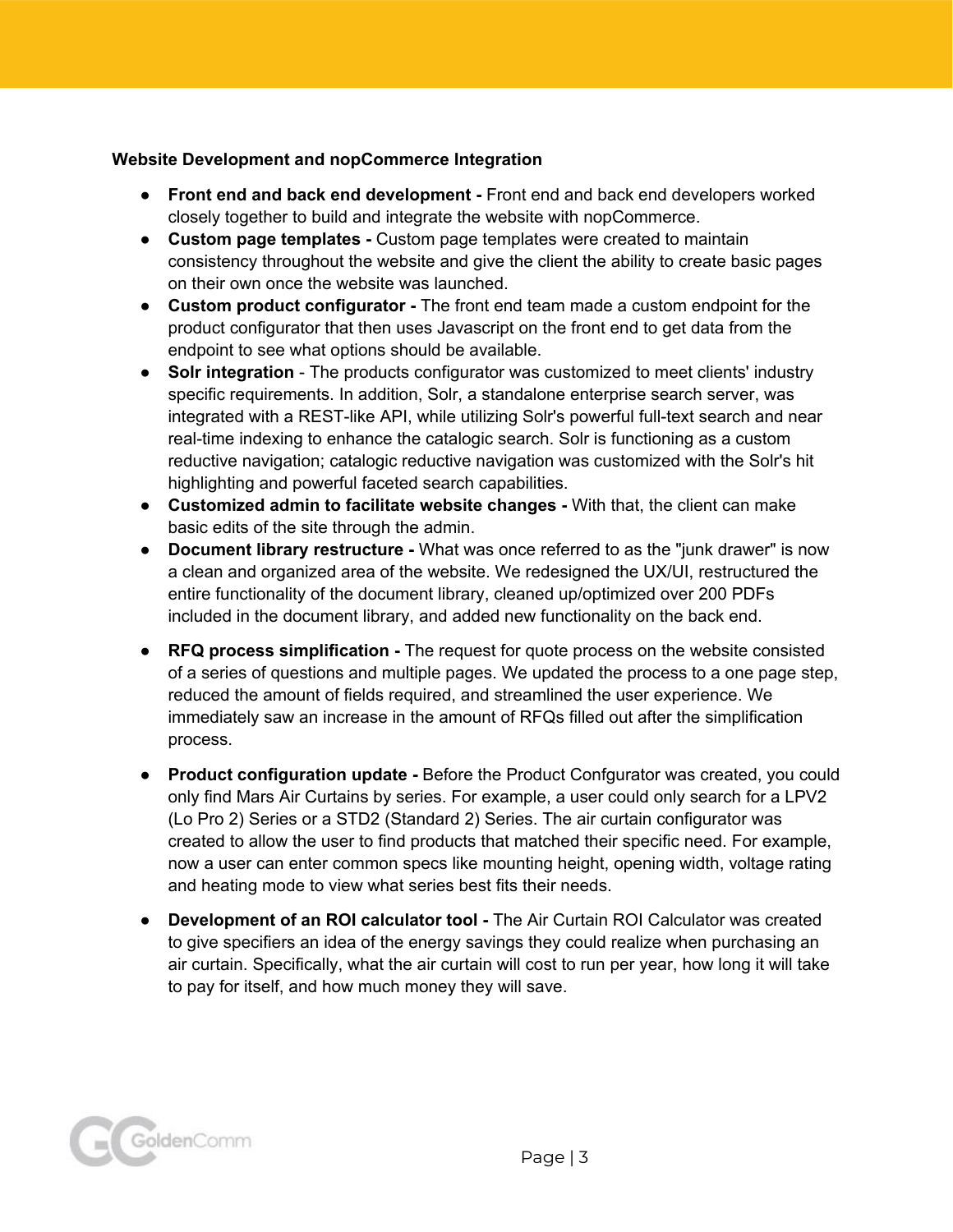**Website Development and nopCommerce Integration**

- **Front end and back end development -** Front end and back end developers worked closely together to build and integrate the website with nopCommerce.
- **Custom page templates -** Custom page templates were created to maintain consistency throughout the website and give the client the ability to create basic pages on their own once the website was launched.
- **Custom product configurator -** The front end team made a custom endpoint for the product configurator that then uses Javascript on the front end to get data from the endpoint to see what options should be available.
- **Solr integration** - The products configurator was customized to meet clients' industry specific requirements. In addition, Solr, a standalone enterprise search server, was integrated with a REST-like API, while utilizing Solr's powerful full-text search and near real-time indexing to enhance the catalogic search. Solr is functioning as a custom reductive navigation; catalogic reductive navigation was customized with the Solr's hit highlighting and powerful faceted search capabilities.
- **Customized admin to facilitate website changes -** With that, the client can make basic edits of the site through the admin.
- **Document library restructure -** What was once referred to as the "junk drawer" is now a clean and organized area of the website. We redesigned the UX/UI, restructured the entire functionality of the document library, cleaned up/optimized over 200 PDFs included in the document library, and added new functionality on the back end.
- **RFQ process simplification -** The request for quote process on the website consisted of a series of questions and multiple pages. We updated the process to a one page step, reduced the amount of fields required, and streamlined the user experience. We immediately saw an increase in the amount of RFQs filled out after the simplification process.
- **Product configuration update -** Before the Product Confgurator was created, you could only find Mars Air Curtains by series. For example, a user could only search for a LPV2 (Lo Pro 2) Series or a STD2 (Standard 2) Series. The air curtain configurator was created to allow the user to find products that matched their specific need. For example, now a user can enter common specs like mounting height, opening width, voltage rating and heating mode to view what series best fits their needs.
- **Development of an ROI calculator tool -** The Air Curtain ROI Calculator was created to give specifiers an idea of the energy savings they could realize when purchasing an air curtain. Specifically, what the air curtain will cost to run per year, how long it will take to pay for itself, and how much money they will save.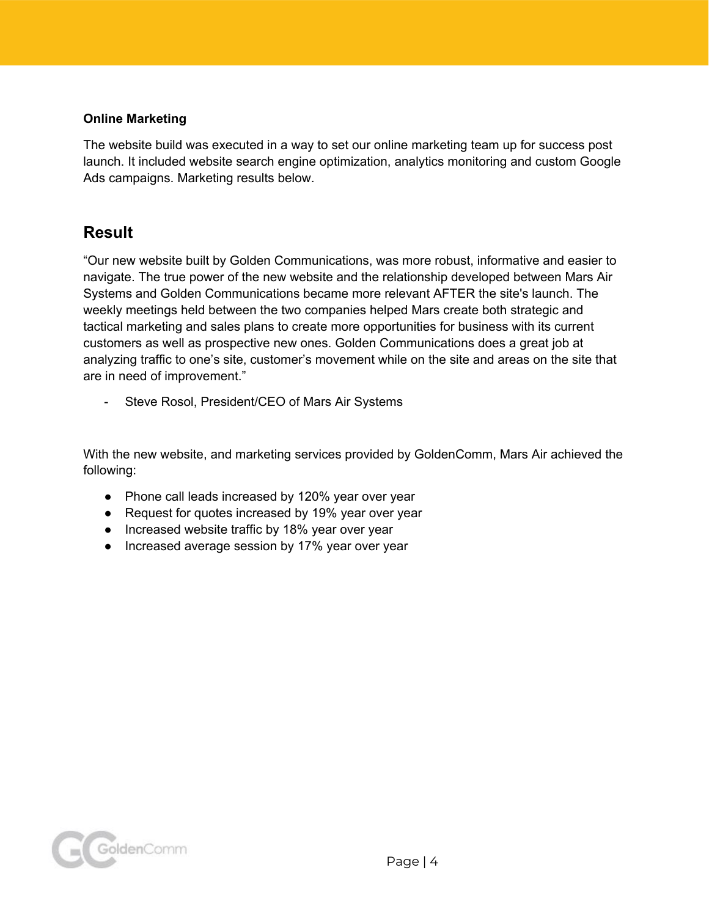**Online Marketing**

The website build was executed in a way to set our online marketing team up for success post launch. It included website search engine optimization, analytics monitoring and custom Google Ads campaigns. Marketing results below.

## Result

"Our new website built by Golden Communications, was more robust, informative and easier to navigate. The true power of the new website and the relationship developed between Mars Air Systems and Golden Communications became more relevant AFTER the site's launch. The weekly meetings held between the two companies helped Mars create both strategic and tactical marketing and sales plans to create more opportunities for business with its current customers as well as prospective new ones. Golden Communications does a great job at analyzing traffic to one's site, customer's movement while on the site and areas on the site that are in need of improvement."

- Steve Rosol, President/CEO of Mars Air Systems

With the new website, and marketing services provided by GoldenComm, Mars Air achieved the following:

- Phone call leads increased by 120% year over year
- Request for quotes increased by 19% year over year
- Increased website traffic by 18% year over year
- Increased average session by 17% year over year